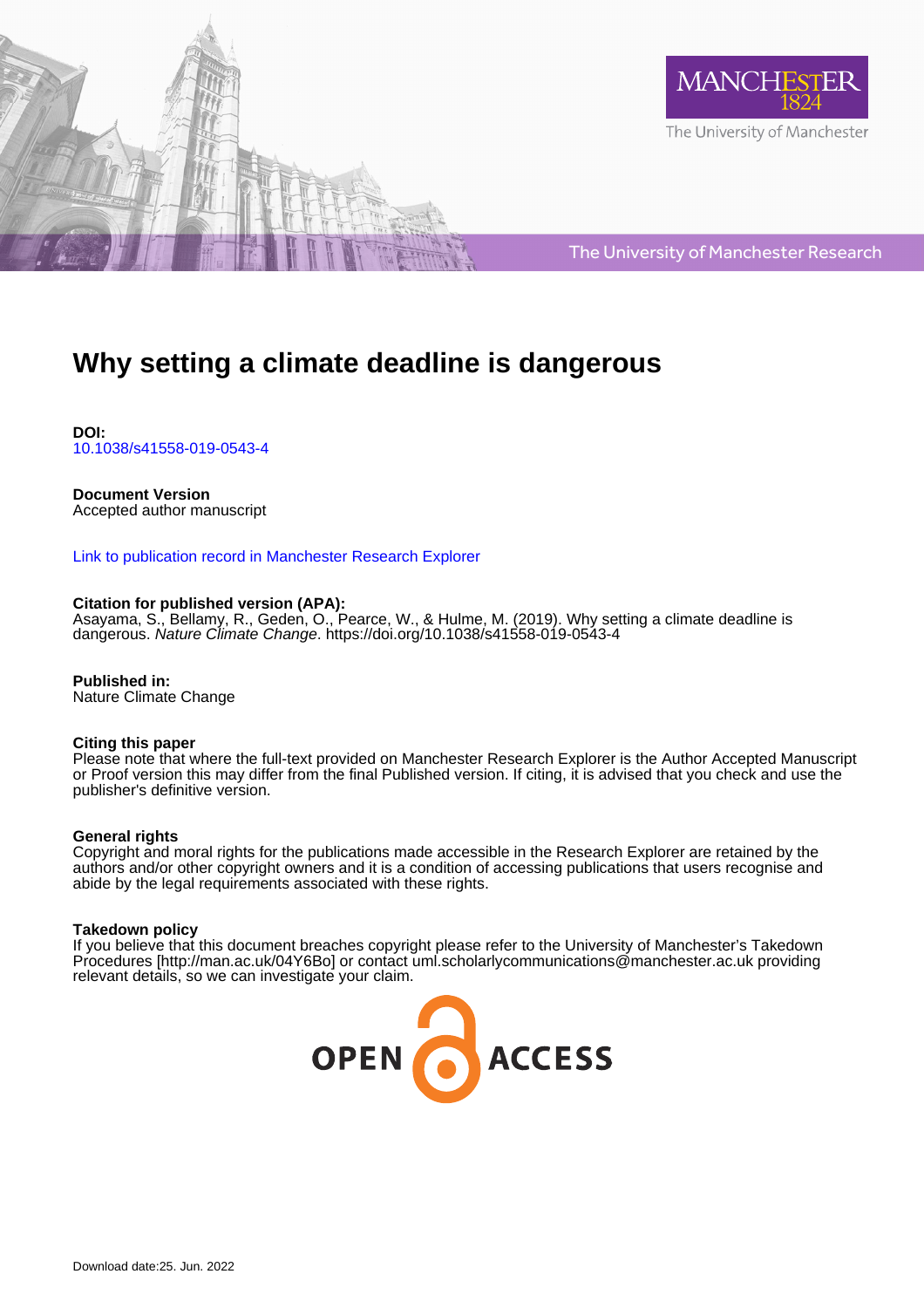# Why setting a climate deadline is dangerous

**DOI:**
10.1038/s41558-019-0543-4

**Document Version**
Accepted author manuscript

Link to publication record in Manchester Research Explorer

**Citation for published version (APA):**
Asayama, S., Bellamy, R., Geden, O., Pearce, W., & Hulme, M. (2019). Why setting a climate deadline is dangerous. *Nature Climate Change*. https://doi.org/10.1038/s41558-019-0543-4

**Published in:**
Nature Climate Change

**Citing this paper**
Please note that where the full-text provided on Manchester Research Explorer is the Author Accepted Manuscript or Proof version this may differ from the final Published version. If citing, it is advised that you check and use the publisher's definitive version.

**General rights**
Copyright and moral rights for the publications made accessible in the Research Explorer are retained by the authors and/or other copyright owners and it is a condition of accessing publications that users recognise and abide by the legal requirements associated with these rights.

**Takedown policy**
If you believe that this document breaches copyright please refer to the University of Manchester's Takedown Procedures [http://man.ac.uk/04Y6Bo] or contact uml.scholarlycommunications@manchester.ac.uk providing relevant details, so we can investigate your claim.

Download date:25. Jun. 2022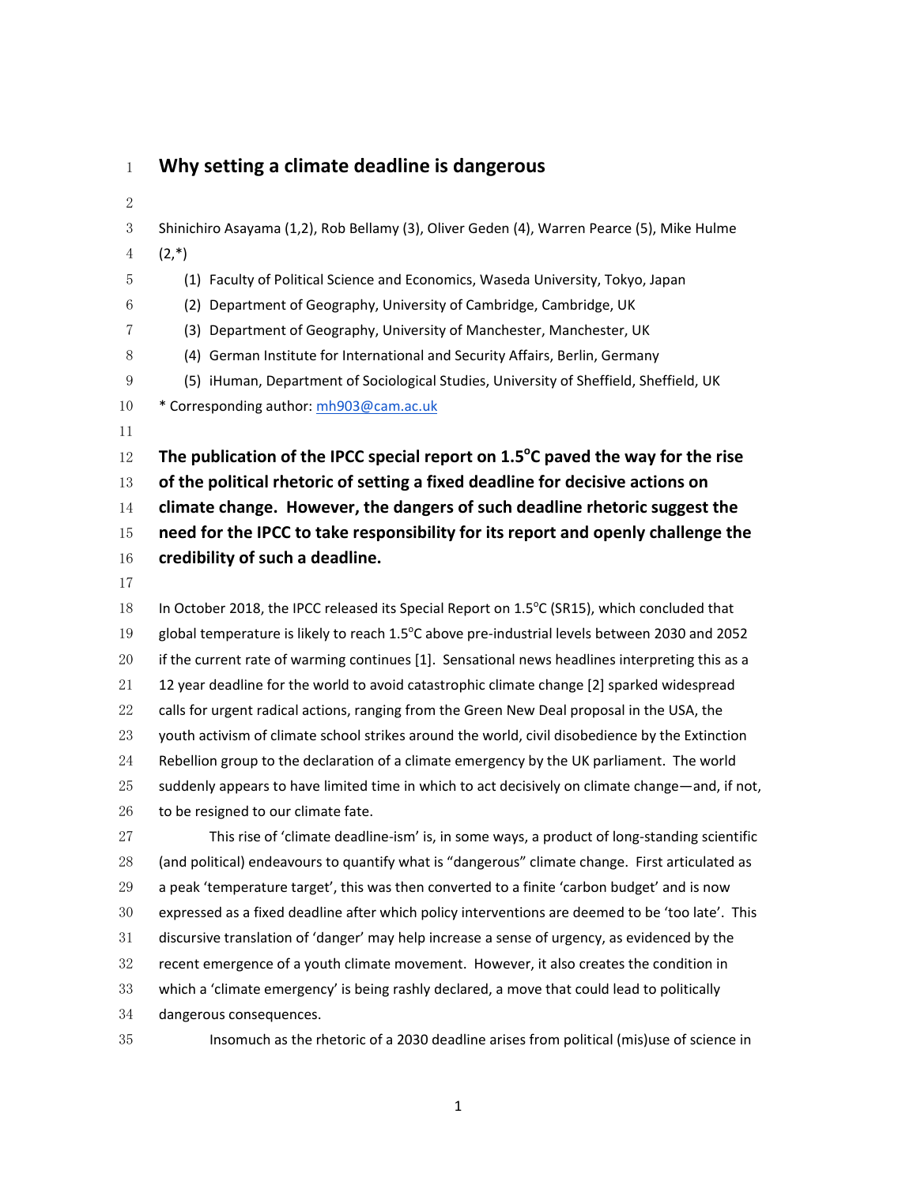# Why setting a climate deadline is dangerous

Shinichiro Asayama (1,2), Rob Bellamy (3), Oliver Geden (4), Warren Pearce (5), Mike Hulme (2,*)

(1) Faculty of Political Science and Economics, Waseda University, Tokyo, Japan
(2) Department of Geography, University of Cambridge, Cambridge, UK
(3) Department of Geography, University of Manchester, Manchester, UK
(4) German Institute for International and Security Affairs, Berlin, Germany
(5) iHuman, Department of Sociological Studies, University of Sheffield, Sheffield, UK

\* Corresponding author: mh903@cam.ac.uk

**The publication of the IPCC special report on 1.5°C paved the way for the rise of the political rhetoric of setting a fixed deadline for decisive actions on climate change. However, the dangers of such deadline rhetoric suggest the need for the IPCC to take responsibility for its report and openly challenge the credibility of such a deadline.**

In October 2018, the IPCC released its Special Report on 1.5°C (SR15), which concluded that global temperature is likely to reach 1.5°C above pre-industrial levels between 2030 and 2052 if the current rate of warming continues [1]. Sensational news headlines interpreting this as a 12 year deadline for the world to avoid catastrophic climate change [2] sparked widespread calls for urgent radical actions, ranging from the Green New Deal proposal in the USA, the youth activism of climate school strikes around the world, civil disobedience by the Extinction Rebellion group to the declaration of a climate emergency by the UK parliament. The world suddenly appears to have limited time in which to act decisively on climate change—and, if not, to be resigned to our climate fate.

This rise of 'climate deadline-ism' is, in some ways, a product of long-standing scientific (and political) endeavours to quantify what is "dangerous" climate change. First articulated as a peak 'temperature target', this was then converted to a finite 'carbon budget' and is now expressed as a fixed deadline after which policy interventions are deemed to be 'too late'. This discursive translation of 'danger' may help increase a sense of urgency, as evidenced by the recent emergence of a youth climate movement. However, it also creates the condition in which a 'climate emergency' is being rashly declared, a move that could lead to politically dangerous consequences.

Insomuch as the rhetoric of a 2030 deadline arises from political (mis)use of science in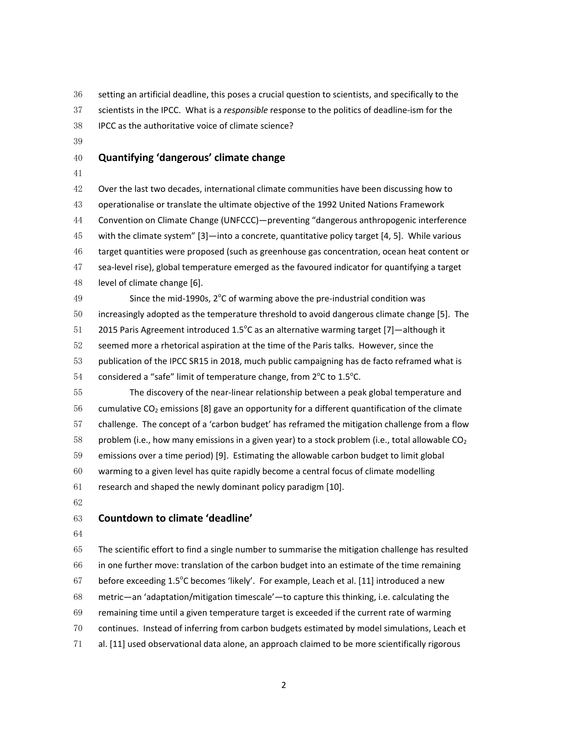setting an artificial deadline, this poses a crucial question to scientists, and specifically to the scientists in the IPCC. What is a *responsible* response to the politics of deadline-ism for the IPCC as the authoritative voice of climate science?

## Quantifying 'dangerous' climate change

Over the last two decades, international climate communities have been discussing how to operationalise or translate the ultimate objective of the 1992 United Nations Framework Convention on Climate Change (UNFCCC)—preventing "dangerous anthropogenic interference with the climate system" [3]—into a concrete, quantitative policy target [4, 5]. While various target quantities were proposed (such as greenhouse gas concentration, ocean heat content or sea-level rise), global temperature emerged as the favoured indicator for quantifying a target level of climate change [6].

Since the mid-1990s, 2°C of warming above the pre-industrial condition was increasingly adopted as the temperature threshold to avoid dangerous climate change [5]. The 2015 Paris Agreement introduced 1.5°C as an alternative warming target [7]—although it seemed more a rhetorical aspiration at the time of the Paris talks. However, since the publication of the IPCC SR15 in 2018, much public campaigning has de facto reframed what is considered a "safe" limit of temperature change, from 2°C to 1.5°C.

The discovery of the near-linear relationship between a peak global temperature and cumulative $CO_2$ emissions [8] gave an opportunity for a different quantification of the climate challenge. The concept of a 'carbon budget' has reframed the mitigation challenge from a flow problem (i.e., how many emissions in a given year) to a stock problem (i.e., total allowable $CO_2$ emissions over a time period) [9]. Estimating the allowable carbon budget to limit global warming to a given level has quite rapidly become a central focus of climate modelling research and shaped the newly dominant policy paradigm [10].

## Countdown to climate 'deadline'

The scientific effort to find a single number to summarise the mitigation challenge has resulted in one further move: translation of the carbon budget into an estimate of the time remaining before exceeding 1.5°C becomes 'likely'. For example, Leach et al. [11] introduced a new metric—an 'adaptation/mitigation timescale'—to capture this thinking, i.e. calculating the remaining time until a given temperature target is exceeded if the current rate of warming continues. Instead of inferring from carbon budgets estimated by model simulations, Leach et al. [11] used observational data alone, an approach claimed to be more scientifically rigorous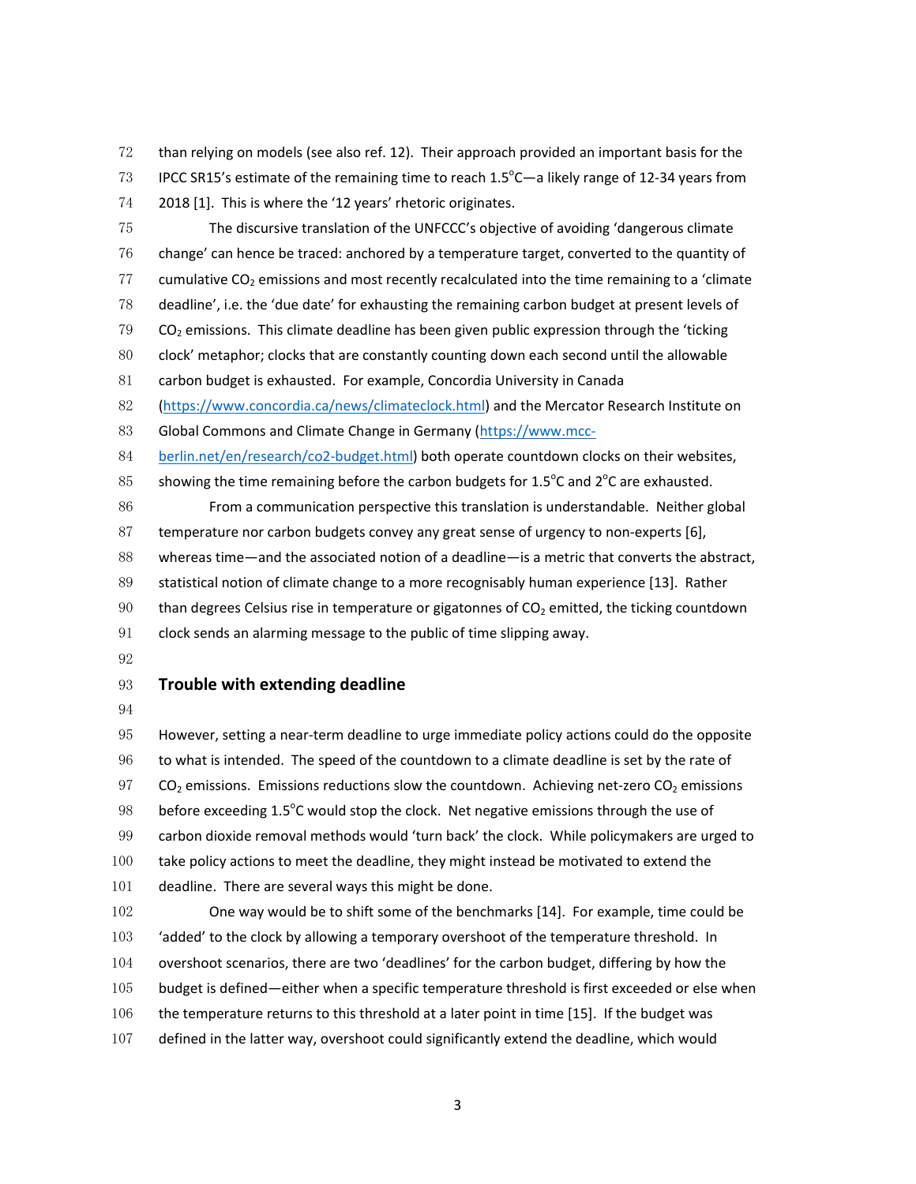than relying on models (see also ref. 12). Their approach provided an important basis for the IPCC SR15's estimate of the remaining time to reach 1.5°C—a likely range of 12-34 years from 2018 [1]. This is where the '12 years' rhetoric originates.

The discursive translation of the UNFCCC's objective of avoiding 'dangerous climate change' can hence be traced: anchored by a temperature target, converted to the quantity of cumulative $CO_2$ emissions and most recently recalculated into the time remaining to a 'climate deadline', i.e. the 'due date' for exhausting the remaining carbon budget at present levels of $CO_2$ emissions. This climate deadline has been given public expression through the 'ticking clock' metaphor; clocks that are constantly counting down each second until the allowable carbon budget is exhausted. For example, Concordia University in Canada (https://www.concordia.ca/news/climateclock.html) and the Mercator Research Institute on Global Commons and Climate Change in Germany (https://www.mcc-berlin.net/en/research/co2-budget.html) both operate countdown clocks on their websites, showing the time remaining before the carbon budgets for 1.5°C and 2°C are exhausted.

From a communication perspective this translation is understandable. Neither global temperature nor carbon budgets convey any great sense of urgency to non-experts [6], whereas time—and the associated notion of a deadline—is a metric that converts the abstract, statistical notion of climate change to a more recognisably human experience [13]. Rather than degrees Celsius rise in temperature or gigatonnes of $CO_2$ emitted, the ticking countdown clock sends an alarming message to the public of time slipping away.

## Trouble with extending deadline

However, setting a near-term deadline to urge immediate policy actions could do the opposite to what is intended. The speed of the countdown to a climate deadline is set by the rate of $CO_2$ emissions. Emissions reductions slow the countdown. Achieving net-zero $CO_2$ emissions before exceeding 1.5°C would stop the clock. Net negative emissions through the use of carbon dioxide removal methods would 'turn back' the clock. While policymakers are urged to take policy actions to meet the deadline, they might instead be motivated to extend the deadline. There are several ways this might be done.

One way would be to shift some of the benchmarks [14]. For example, time could be 'added' to the clock by allowing a temporary overshoot of the temperature threshold. In overshoot scenarios, there are two 'deadlines' for the carbon budget, differing by how the budget is defined—either when a specific temperature threshold is first exceeded or else when the temperature returns to this threshold at a later point in time [15]. If the budget was defined in the latter way, overshoot could significantly extend the deadline, which would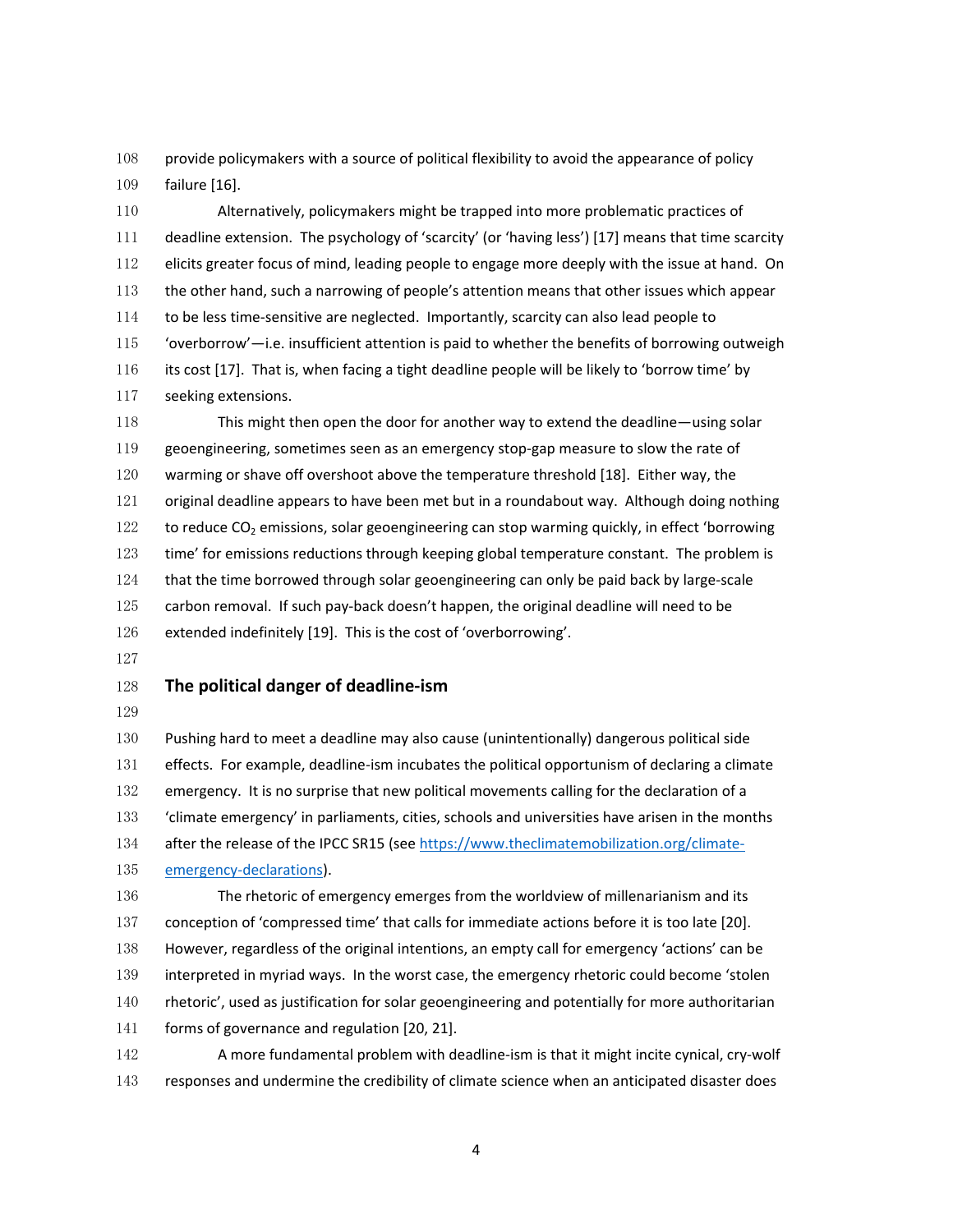provide policymakers with a source of political flexibility to avoid the appearance of policy failure [16].

Alternatively, policymakers might be trapped into more problematic practices of deadline extension. The psychology of 'scarcity' (or 'having less') [17] means that time scarcity elicits greater focus of mind, leading people to engage more deeply with the issue at hand. On the other hand, such a narrowing of people's attention means that other issues which appear to be less time-sensitive are neglected. Importantly, scarcity can also lead people to 'overborrow'—i.e. insufficient attention is paid to whether the benefits of borrowing outweigh its cost [17]. That is, when facing a tight deadline people will be likely to 'borrow time' by seeking extensions.

This might then open the door for another way to extend the deadline—using solar geoengineering, sometimes seen as an emergency stop-gap measure to slow the rate of warming or shave off overshoot above the temperature threshold [18]. Either way, the original deadline appears to have been met but in a roundabout way. Although doing nothing to reduce $CO_2$ emissions, solar geoengineering can stop warming quickly, in effect 'borrowing time' for emissions reductions through keeping global temperature constant. The problem is that the time borrowed through solar geoengineering can only be paid back by large-scale carbon removal. If such pay-back doesn't happen, the original deadline will need to be extended indefinitely [19]. This is the cost of 'overborrowing'.

## The political danger of deadline-ism

Pushing hard to meet a deadline may also cause (unintentionally) dangerous political side effects. For example, deadline-ism incubates the political opportunism of declaring a climate emergency. It is no surprise that new political movements calling for the declaration of a 'climate emergency' in parliaments, cities, schools and universities have arisen in the months after the release of the IPCC SR15 (see https://www.theclimatemobilization.org/climate-emergency-declarations).

The rhetoric of emergency emerges from the worldview of millenarianism and its conception of 'compressed time' that calls for immediate actions before it is too late [20]. However, regardless of the original intentions, an empty call for emergency 'actions' can be interpreted in myriad ways. In the worst case, the emergency rhetoric could become 'stolen rhetoric', used as justification for solar geoengineering and potentially for more authoritarian forms of governance and regulation [20, 21].

A more fundamental problem with deadline-ism is that it might incite cynical, cry-wolf responses and undermine the credibility of climate science when an anticipated disaster does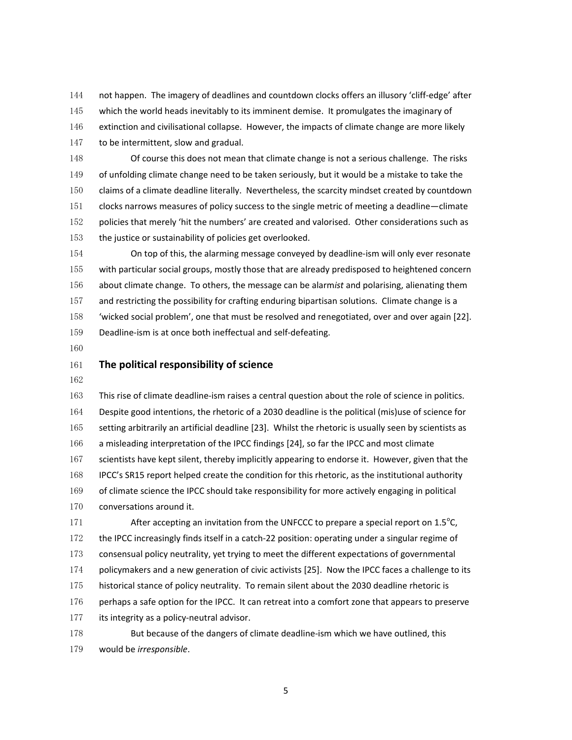not happen. The imagery of deadlines and countdown clocks offers an illusory 'cliff-edge' after which the world heads inevitably to its imminent demise. It promulgates the imaginary of extinction and civilisational collapse. However, the impacts of climate change are more likely to be intermittent, slow and gradual.

Of course this does not mean that climate change is not a serious challenge. The risks of unfolding climate change need to be taken seriously, but it would be a mistake to take the claims of a climate deadline literally. Nevertheless, the scarcity mindset created by countdown clocks narrows measures of policy success to the single metric of meeting a deadline—climate policies that merely 'hit the numbers' are created and valorised. Other considerations such as the justice or sustainability of policies get overlooked.

On top of this, the alarming message conveyed by deadline-ism will only ever resonate with particular social groups, mostly those that are already predisposed to heightened concern about climate change. To others, the message can be alarm*ist* and polarising, alienating them and restricting the possibility for crafting enduring bipartisan solutions. Climate change is a 'wicked social problem', one that must be resolved and renegotiated, over and over again [22]. Deadline-ism is at once both ineffectual and self-defeating.

## The political responsibility of science

This rise of climate deadline-ism raises a central question about the role of science in politics. Despite good intentions, the rhetoric of a 2030 deadline is the political (mis)use of science for setting arbitrarily an artificial deadline [23]. Whilst the rhetoric is usually seen by scientists as a misleading interpretation of the IPCC findings [24], so far the IPCC and most climate scientists have kept silent, thereby implicitly appearing to endorse it. However, given that the IPCC's SR15 report helped create the condition for this rhetoric, as the institutional authority of climate science the IPCC should take responsibility for more actively engaging in political conversations around it.

After accepting an invitation from the UNFCCC to prepare a special report on 1.5°C, the IPCC increasingly finds itself in a catch-22 position: operating under a singular regime of consensual policy neutrality, yet trying to meet the different expectations of governmental policymakers and a new generation of civic activists [25]. Now the IPCC faces a challenge to its historical stance of policy neutrality. To remain silent about the 2030 deadline rhetoric is perhaps a safe option for the IPCC. It can retreat into a comfort zone that appears to preserve its integrity as a policy-neutral advisor.

But because of the dangers of climate deadline-ism which we have outlined, this would be *irresponsible*.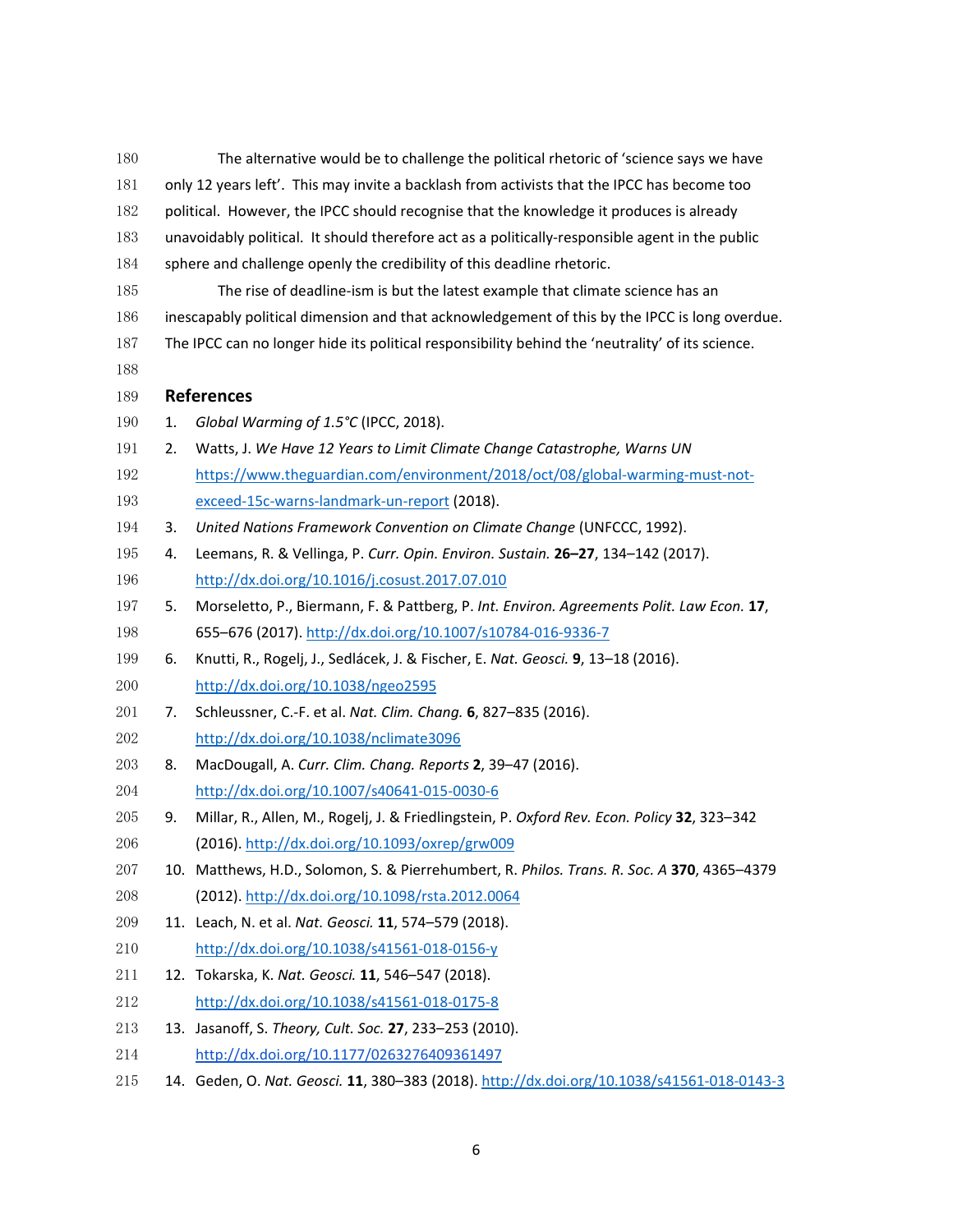The alternative would be to challenge the political rhetoric of 'science says we have only 12 years left'. This may invite a backlash from activists that the IPCC has become too political. However, the IPCC should recognise that the knowledge it produces is already unavoidably political. It should therefore act as a politically-responsible agent in the public sphere and challenge openly the credibility of this deadline rhetoric.

The rise of deadline-ism is but the latest example that climate science has an inescapably political dimension and that acknowledgement of this by the IPCC is long overdue. The IPCC can no longer hide its political responsibility behind the 'neutrality' of its science.

## References

1. *Global Warming of 1.5°C* (IPCC, 2018).
2. Watts, J. *We Have 12 Years to Limit Climate Change Catastrophe, Warns UN* https://www.theguardian.com/environment/2018/oct/08/global-warming-must-not-exceed-15c-warns-landmark-un-report (2018).
3. *United Nations Framework Convention on Climate Change* (UNFCCC, 1992).
4. Leemans, R. & Vellinga, P. *Curr. Opin. Environ. Sustain.* **26–27**, 134–142 (2017). http://dx.doi.org/10.1016/j.cosust.2017.07.010
5. Morseletto, P., Biermann, F. & Pattberg, P. *Int. Environ. Agreements Polit. Law Econ.* **17**, 655–676 (2017). http://dx.doi.org/10.1007/s10784-016-9336-7
6. Knutti, R., Rogelj, J., Sedlácek, J. & Fischer, E. *Nat. Geosci.* **9**, 13–18 (2016). http://dx.doi.org/10.1038/ngeo2595
7. Schleussner, C.-F. et al. *Nat. Clim. Chang.* **6**, 827–835 (2016). http://dx.doi.org/10.1038/nclimate3096
8. MacDougall, A. *Curr. Clim. Chang. Reports* **2**, 39–47 (2016). http://dx.doi.org/10.1007/s40641-015-0030-6
9. Millar, R., Allen, M., Rogelj, J. & Friedlingstein, P. *Oxford Rev. Econ. Policy* **32**, 323–342 (2016). http://dx.doi.org/10.1093/oxrep/grw009
10. Matthews, H.D., Solomon, S. & Pierrehumbert, R. *Philos. Trans. R. Soc. A* **370**, 4365–4379 (2012). http://dx.doi.org/10.1098/rsta.2012.0064
11. Leach, N. et al. *Nat. Geosci.* **11**, 574–579 (2018). http://dx.doi.org/10.1038/s41561-018-0156-y
12. Tokarska, K. *Nat. Geosci.* **11**, 546–547 (2018). http://dx.doi.org/10.1038/s41561-018-0175-8
13. Jasanoff, S. *Theory, Cult. Soc.* **27**, 233–253 (2010). http://dx.doi.org/10.1177/0263276409361497
14. Geden, O. *Nat. Geosci.* **11**, 380–383 (2018). http://dx.doi.org/10.1038/s41561-018-0143-3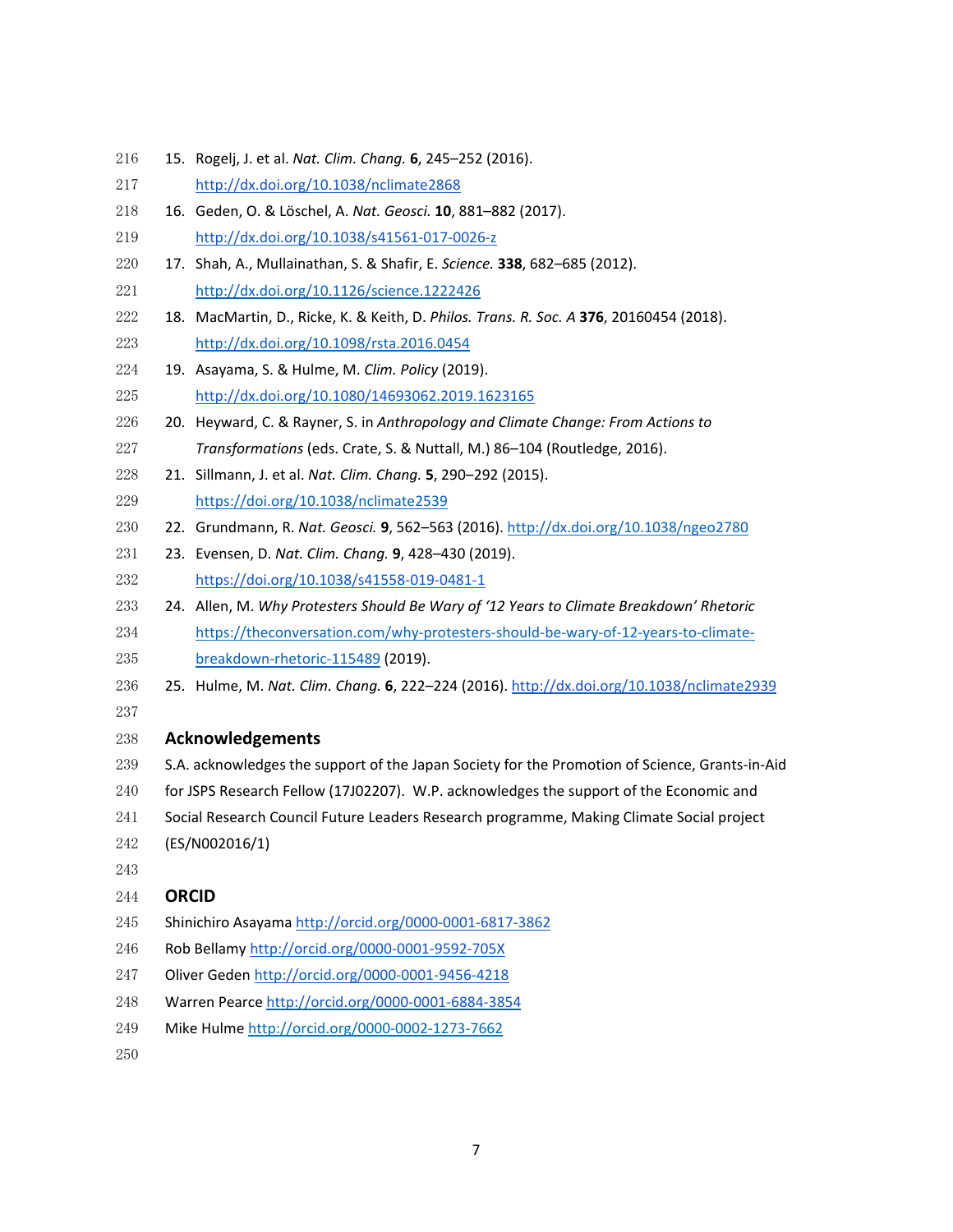15. Rogelj, J. et al. *Nat. Clim. Chang.* **6**, 245–252 (2016). http://dx.doi.org/10.1038/nclimate2868
16. Geden, O. & Löschel, A. *Nat. Geosci.* **10**, 881–882 (2017). http://dx.doi.org/10.1038/s41561-017-0026-z
17. Shah, A., Mullainathan, S. & Shafir, E. *Science.* **338**, 682–685 (2012). http://dx.doi.org/10.1126/science.1222426
18. MacMartin, D., Ricke, K. & Keith, D. *Philos. Trans. R. Soc. A* **376**, 20160454 (2018). http://dx.doi.org/10.1098/rsta.2016.0454
19. Asayama, S. & Hulme, M. *Clim. Policy* (2019). http://dx.doi.org/10.1080/14693062.2019.1623165
20. Heyward, C. & Rayner, S. in *Anthropology and Climate Change: From Actions to Transformations* (eds. Crate, S. & Nuttall, M.) 86–104 (Routledge, 2016).
21. Sillmann, J. et al. *Nat. Clim. Chang.* **5**, 290–292 (2015). https://doi.org/10.1038/nclimate2539
22. Grundmann, R. *Nat. Geosci.* **9**, 562–563 (2016). http://dx.doi.org/10.1038/ngeo2780
23. Evensen, D. *Nat. Clim. Chang.* **9**, 428–430 (2019). https://doi.org/10.1038/s41558-019-0481-1
24. Allen, M. *Why Protesters Should Be Wary of '12 Years to Climate Breakdown' Rhetoric* https://theconversation.com/why-protesters-should-be-wary-of-12-years-to-climate-breakdown-rhetoric-115489 (2019).
25. Hulme, M. *Nat. Clim. Chang.* **6**, 222–224 (2016). http://dx.doi.org/10.1038/nclimate2939

## Acknowledgements

S.A. acknowledges the support of the Japan Society for the Promotion of Science, Grants-in-Aid for JSPS Research Fellow (17J02207). W.P. acknowledges the support of the Economic and Social Research Council Future Leaders Research programme, Making Climate Social project (ES/N002016/1)

## ORCID

Shinichiro Asayama http://orcid.org/0000-0001-6817-3862
Rob Bellamy http://orcid.org/0000-0001-9592-705X
Oliver Geden http://orcid.org/0000-0001-9456-4218
Warren Pearce http://orcid.org/0000-0001-6884-3854
Mike Hulme http://orcid.org/0000-0002-1273-7662